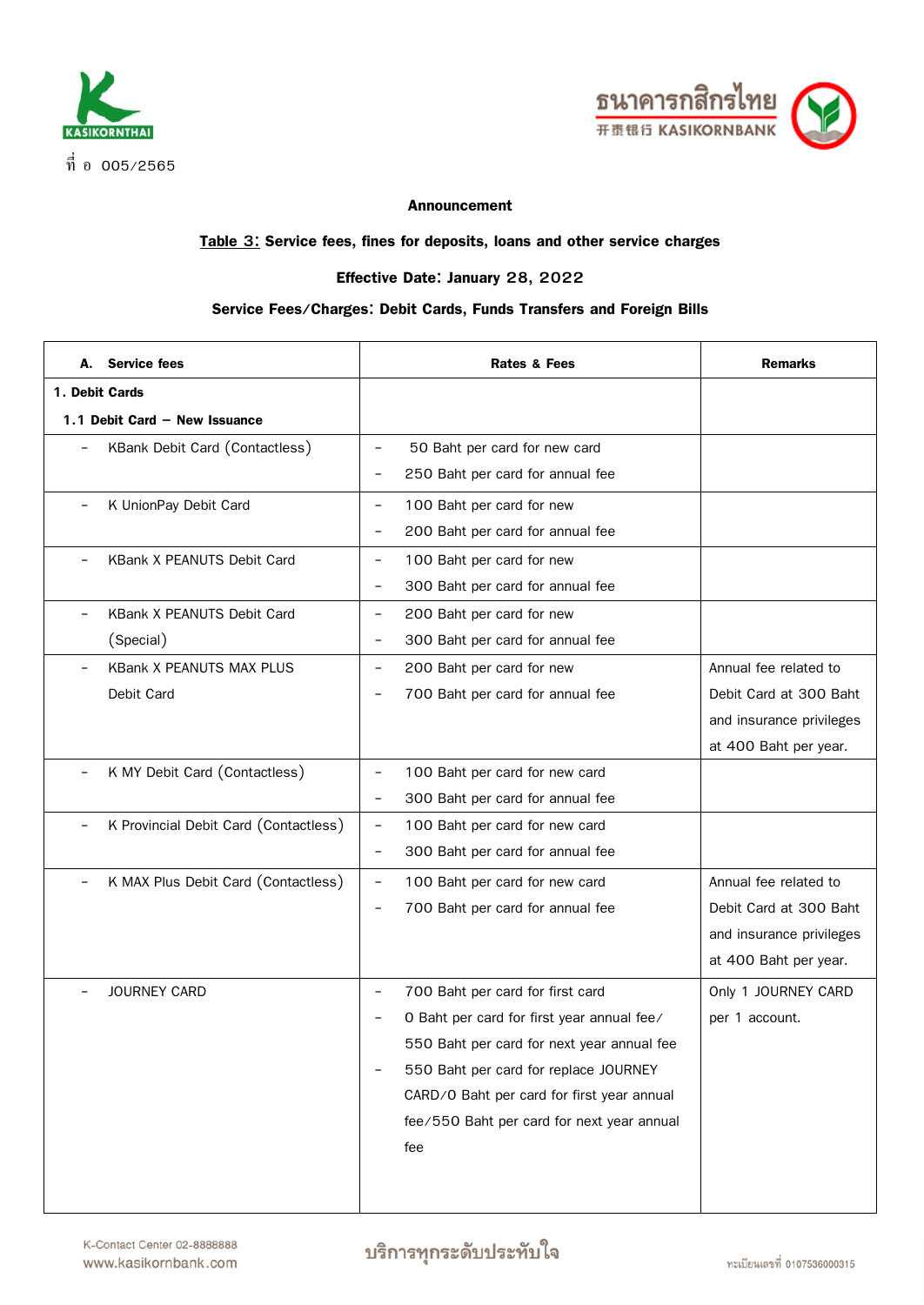ที่ อ 005/2565

**Announcement**

**<u>Table 3:</u> Service fees, fines for deposits, loans and other service charges**

**Effective Date: January 28, 2022**

**Service Fees/Charges: Debit Cards, Funds Transfers and Foreign Bills**

| **A. Service fees** | **Rates & Fees** | **Remarks** |
|---|---|---|
| **1. Debit Cards**<br>**1.1 Debit Card – New Issuance** | | |
| - KBank Debit Card (Contactless) | - 50 Baht per card for new card<br>- 250 Baht per card for annual fee | |
| - K UnionPay Debit Card | - 100 Baht per card for new<br>- 200 Baht per card for annual fee | |
| - KBank X PEANUTS Debit Card | - 100 Baht per card for new<br>- 300 Baht per card for annual fee | |
| - KBank X PEANUTS Debit Card (Special) | - 200 Baht per card for new<br>- 300 Baht per card for annual fee | |
| - KBank X PEANUTS MAX PLUS Debit Card | - 200 Baht per card for new<br>- 700 Baht per card for annual fee | Annual fee related to Debit Card at 300 Baht and insurance privileges at 400 Baht per year. |
| - K MY Debit Card (Contactless) | - 100 Baht per card for new card<br>- 300 Baht per card for annual fee | |
| - K Provincial Debit Card (Contactless) | - 100 Baht per card for new card<br>- 300 Baht per card for annual fee | |
| - K MAX Plus Debit Card (Contactless) | - 100 Baht per card for new card<br>- 700 Baht per card for annual fee | Annual fee related to Debit Card at 300 Baht and insurance privileges at 400 Baht per year. |
| - JOURNEY CARD | - 700 Baht per card for first card<br>- 0 Baht per card for first year annual fee/ 550 Baht per card for next year annual fee<br>- 550 Baht per card for replace JOURNEY CARD/0 Baht per card for first year annual fee/550 Baht per card for next year annual fee | Only 1 JOURNEY CARD per 1 account. |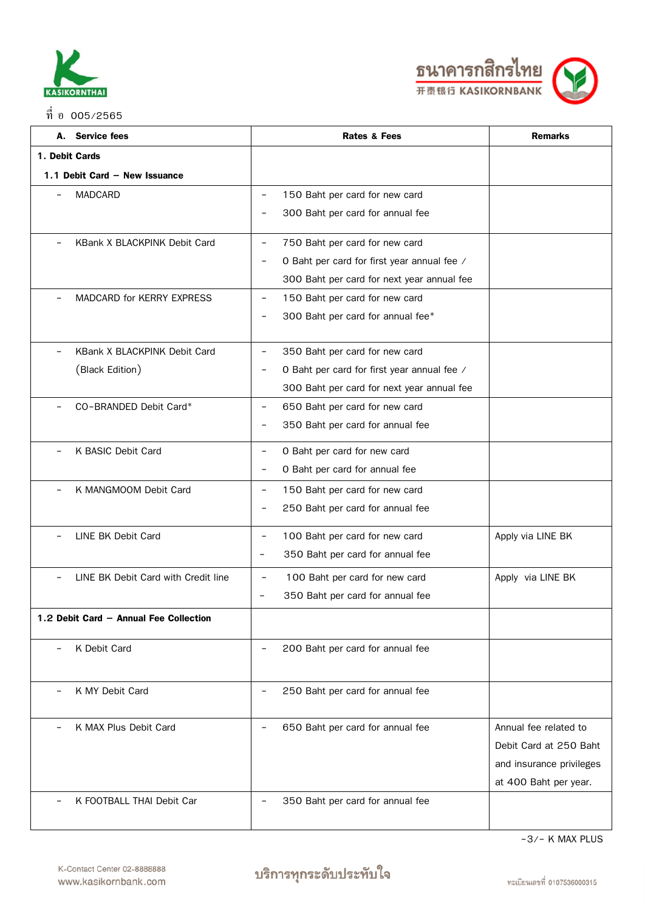ที่ อ 005/2565

| A. Service fees | Rates & Fees | Remarks |
|---|---|---|
| **1. Debit Cards**<br>**1.1 Debit Card – New Issuance** | | |
| - MADCARD | - 150 Baht per card for new card<br>- 300 Baht per card for annual fee | |
| - KBank X BLACKPINK Debit Card | - 750 Baht per card for new card<br>- 0 Baht per card for first year annual fee / 300 Baht per card for next year annual fee | |
| - MADCARD for KERRY EXPRESS | - 150 Baht per card for new card<br>- 300 Baht per card for annual fee* | |
| - KBank X BLACKPINK Debit Card (Black Edition) | - 350 Baht per card for new card<br>- 0 Baht per card for first year annual fee / 300 Baht per card for next year annual fee | |
| - CO-BRANDED Debit Card* | - 650 Baht per card for new card<br>- 350 Baht per card for annual fee | |
| - K BASIC Debit Card | - 0 Baht per card for new card<br>- 0 Baht per card for annual fee | |
| - K MANGMOOM Debit Card | - 150 Baht per card for new card<br>- 250 Baht per card for annual fee | |
| - LINE BK Debit Card | - 100 Baht per card for new card<br>- 350 Baht per card for annual fee | Apply via LINE BK |
| - LINE BK Debit Card with Credit line | - 100 Baht per card for new card<br>- 350 Baht per card for annual fee | Apply via LINE BK |
| **1.2 Debit Card – Annual Fee Collection** | | |
| - K Debit Card | - 200 Baht per card for annual fee | |
| - K MY Debit Card | - 250 Baht per card for annual fee | |
| - K MAX Plus Debit Card | - 650 Baht per card for annual fee | Annual fee related to Debit Card at 250 Baht and insurance privileges at 400 Baht per year. |
| - K FOOTBALL THAI Debit Car | - 350 Baht per card for annual fee | |

-3/- K MAX PLUS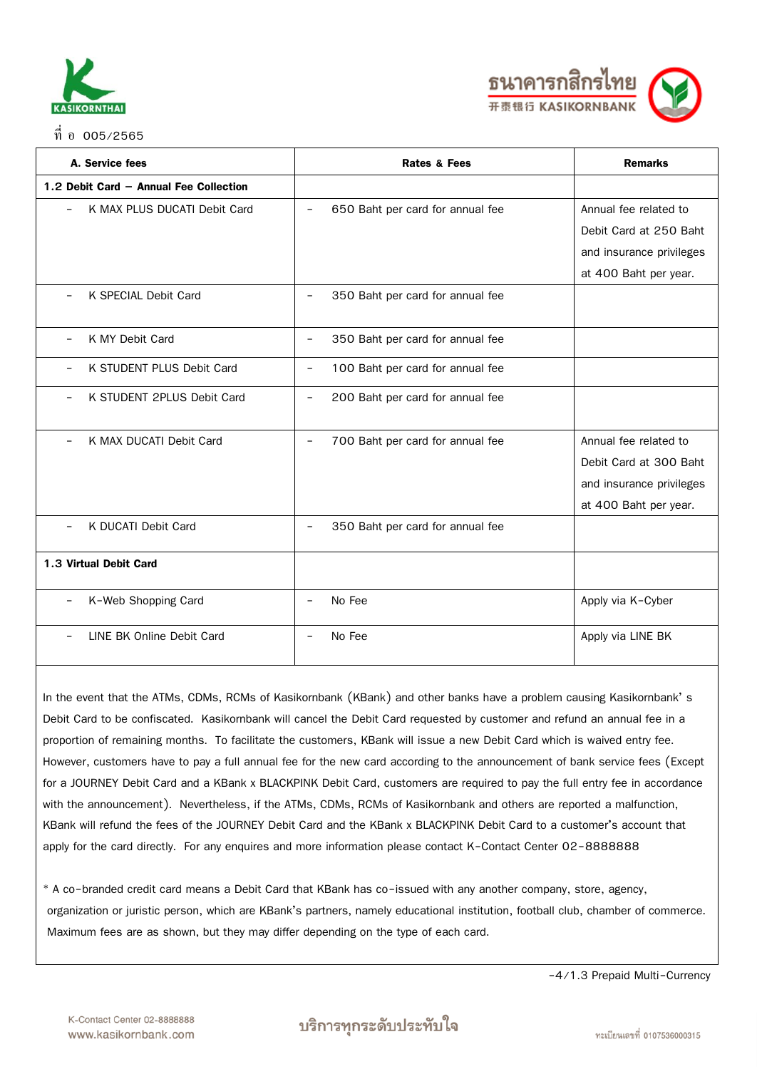ที่ อ 005/2565

| A. Service fees | Rates & Fees | Remarks |
|---|---|---|
| **1.2 Debit Card – Annual Fee Collection** | | |
| - K MAX PLUS DUCATI Debit Card | - 650 Baht per card for annual fee | Annual fee related to Debit Card at 250 Baht and insurance privileges at 400 Baht per year. |
| - K SPECIAL Debit Card | - 350 Baht per card for annual fee | |
| - K MY Debit Card | - 350 Baht per card for annual fee | |
| - K STUDENT PLUS Debit Card | - 100 Baht per card for annual fee | |
| - K STUDENT 2PLUS Debit Card | - 200 Baht per card for annual fee | |
| - K MAX DUCATI Debit Card | - 700 Baht per card for annual fee | Annual fee related to Debit Card at 300 Baht and insurance privileges at 400 Baht per year. |
| - K DUCATI Debit Card | - 350 Baht per card for annual fee | |
| **1.3 Virtual Debit Card** | | |
| - K-Web Shopping Card | - No Fee | Apply via K-Cyber |
| - LINE BK Online Debit Card | - No Fee | Apply via LINE BK |

In the event that the ATMs, CDMs, RCMs of Kasikornbank (KBank) and other banks have a problem causing Kasikornbank' s Debit Card to be confiscated. Kasikornbank will cancel the Debit Card requested by customer and refund an annual fee in a proportion of remaining months. To facilitate the customers, KBank will issue a new Debit Card which is waived entry fee. However, customers have to pay a full annual fee for the new card according to the announcement of bank service fees (Except for a JOURNEY Debit Card and a KBank x BLACKPINK Debit Card, customers are required to pay the full entry fee in accordance with the announcement). Nevertheless, if the ATMs, CDMs, RCMs of Kasikornbank and others are reported a malfunction, KBank will refund the fees of the JOURNEY Debit Card and the KBank x BLACKPINK Debit Card to a customer's account that apply for the card directly. For any enquires and more information please contact K-Contact Center 02-8888888

\* A co-branded credit card means a Debit Card that KBank has co-issued with any another company, store, agency, organization or juristic person, which are KBank's partners, namely educational institution, football club, chamber of commerce. Maximum fees are as shown, but they may differ depending on the type of each card.

-4/1.3 Prepaid Multi-Currency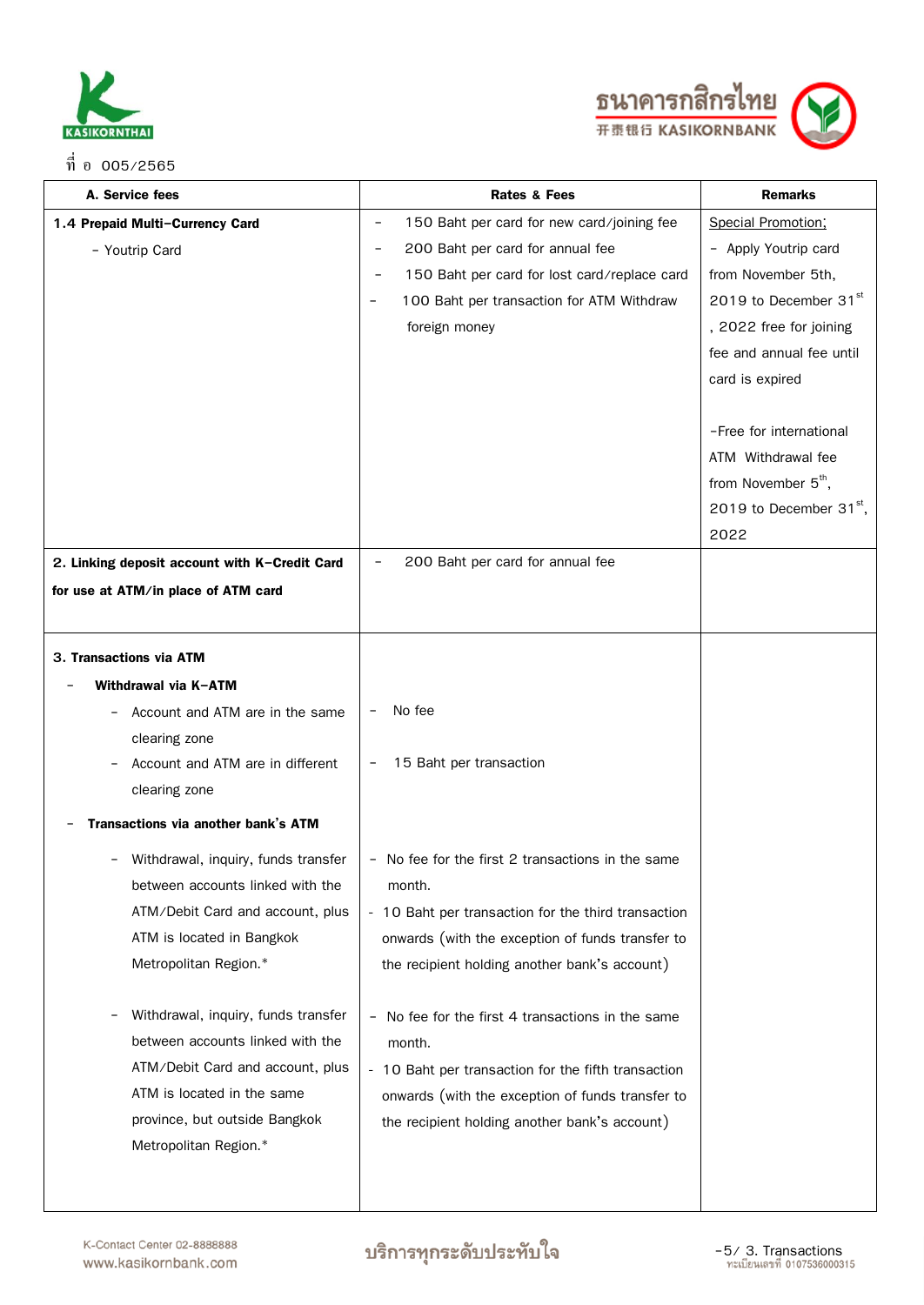ที่ อ 005/2565

| A. Service fees | Rates & Fees | Remarks |
|---|---|---|
| **1.4 Prepaid Multi-Currency Card**<br>- Youtrip Card | - 150 Baht per card for new card/joining fee<br>- 200 Baht per card for annual fee<br>- 150 Baht per card for lost card/replace card<br>- 100 Baht per transaction for ATM Withdraw foreign money | Special Promotion;<br>- Apply Youtrip card from November 5th, 2019 to December 31st, 2022 free for joining fee and annual fee until card is expired<br><br>-Free for international ATM Withdrawal fee from November 5th, 2019 to December 31st, 2022 |
| **2. Linking deposit account with K-Credit Card for use at ATM/in place of ATM card** | - 200 Baht per card for annual fee | |
| **3. Transactions via ATM**<br>- **Withdrawal via K-ATM**<br>- Account and ATM are in the same clearing zone<br>- Account and ATM are in different clearing zone<br>- **Transactions via another bank's ATM**<br>- Withdrawal, inquiry, funds transfer between accounts linked with the ATM/Debit Card and account, plus ATM is located in Bangkok Metropolitan Region.*<br><br>- Withdrawal, inquiry, funds transfer between accounts linked with the ATM/Debit Card and account, plus ATM is located in the same province, but outside Bangkok Metropolitan Region.* | <br><br>- No fee<br><br>- 15 Baht per transaction<br><br><br>- No fee for the first 2 transactions in the same month.<br>- 10 Baht per transaction for the third transaction onwards (with the exception of funds transfer to the recipient holding another bank's account)<br><br>- No fee for the first 4 transactions in the same month.<br>- 10 Baht per transaction for the fifth transaction onwards (with the exception of funds transfer to the recipient holding another bank's account) | |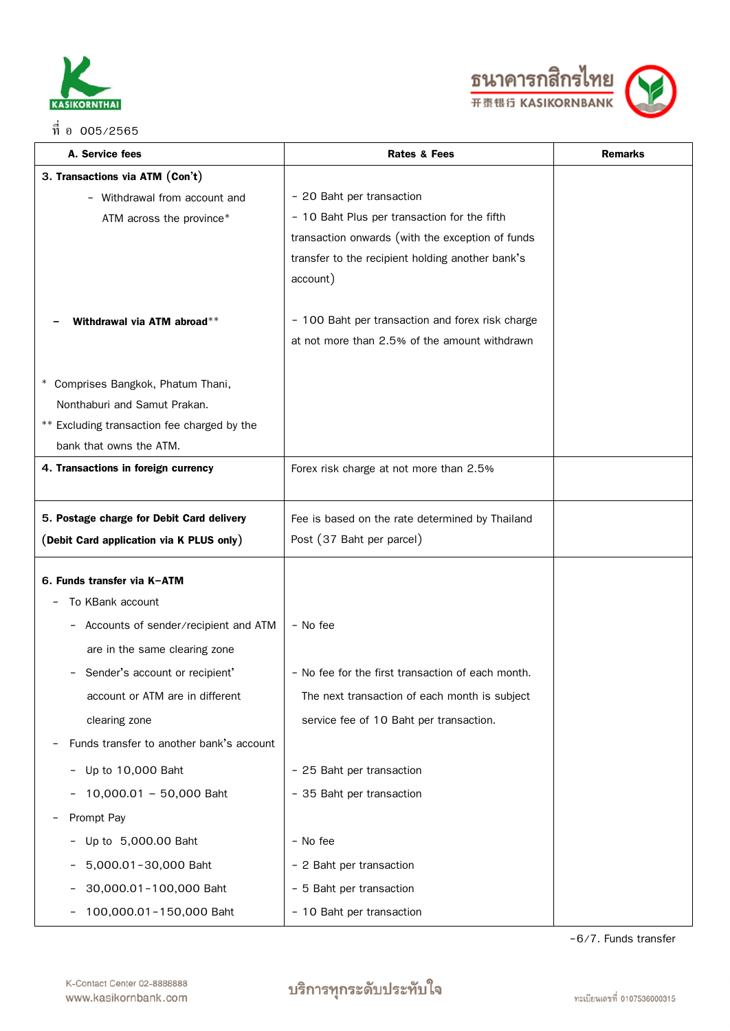ที่ อ 005/2565

| A. Service fees | Rates & Fees | Remarks |
|---|---|---|
| **3. Transactions via ATM (Con't)**<br>- Withdrawal from account and ATM across the province* | - 20 Baht per transaction<br>- 10 Baht Plus per transaction for the fifth transaction onwards (with the exception of funds transfer to the recipient holding another bank's account) | |
| - **Withdrawal via ATM abroad****<br><br>* Comprises Bangkok, Phatum Thani, Nonthaburi and Samut Prakan.<br>** Excluding transaction fee charged by the bank that owns the ATM. | - 100 Baht per transaction and forex risk charge at not more than 2.5% of the amount withdrawn | |
| **4. Transactions in foreign currency** | Forex risk charge at not more than 2.5% | |
| **5. Postage charge for Debit Card delivery (Debit Card application via K PLUS only)** | Fee is based on the rate determined by Thailand Post (37 Baht per parcel) | |
| **6. Funds transfer via K-ATM** | | |
| - To KBank account | | |
| - Accounts of sender/recipient and ATM are in the same clearing zone | - No fee | |
| - Sender's account or recipient' account or ATM are in different clearing zone | - No fee for the first transaction of each month. The next transaction of each month is subject service fee of 10 Baht per transaction. | |
| - Funds transfer to another bank's account | | |
| - Up to 10,000 Baht | - 25 Baht per transaction | |
| - 10,000.01 - 50,000 Baht | - 35 Baht per transaction | |
| - Prompt Pay | | |
| - Up to 5,000.00 Baht | - No fee | |
| - 5,000.01-30,000 Baht | - 2 Baht per transaction | |
| - 30,000.01-100,000 Baht | - 5 Baht per transaction | |
| - 100,000.01-150,000 Baht | - 10 Baht per transaction | |

-6/7. Funds transfer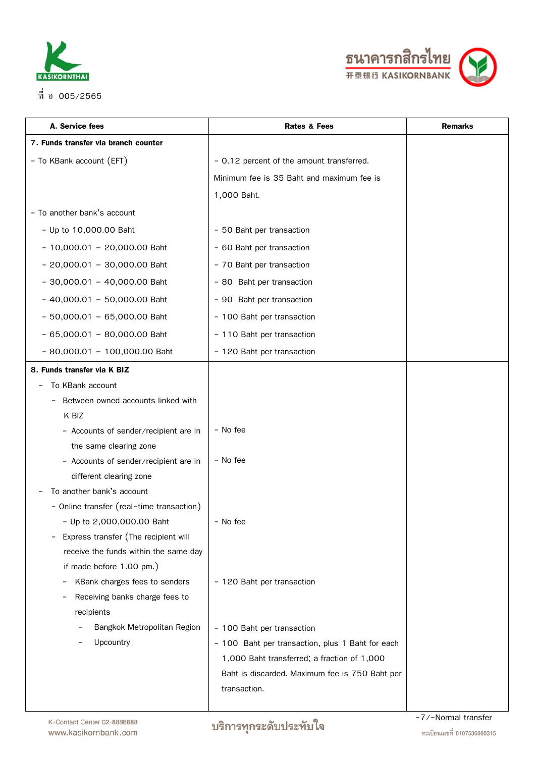ที่ อ 005/2565

| A. Service fees | Rates & Fees | Remarks |
|---|---|---|
| **7. Funds transfer via branch counter** | | |
| - To KBank account (EFT) | - 0.12 percent of the amount transferred. Minimum fee is 35 Baht and maximum fee is 1,000 Baht. | |
| - To another bank's account | | |
| - Up to 10,000.00 Baht | - 50 Baht per transaction | |
| - 10,000.01 – 20,000.00 Baht | - 60 Baht per transaction | |
| - 20,000.01 – 30,000.00 Baht | - 70 Baht per transaction | |
| - 30,000.01 – 40,000.00 Baht | - 80 Baht per transaction | |
| - 40,000.01 – 50,000.00 Baht | - 90 Baht per transaction | |
| - 50,000.01 – 65,000.00 Baht | - 100 Baht per transaction | |
| - 65,000.01 – 80,000.00 Baht | - 110 Baht per transaction | |
| - 80,000.01 – 100,000.00 Baht | - 120 Baht per transaction | |
| **8. Funds transfer via K BIZ** | | |
| - To KBank account | | |
| - Between owned accounts linked with K BIZ | | |
| - Accounts of sender/recipient are in the same clearing zone | - No fee | |
| - Accounts of sender/recipient are in different clearing zone | - No fee | |
| - To another bank's account | | |
| - Online transfer (real-time transaction) | | |
| - Up to 2,000,000.00 Baht | - No fee | |
| - Express transfer (The recipient will receive the funds within the same day if made before 1.00 pm.) | | |
| - KBank charges fees to senders | - 120 Baht per transaction | |
| - Receiving banks charge fees to recipients | | |
| - Bangkok Metropolitan Region | - 100 Baht per transaction | |
| - Upcountry | - 100 Baht per transaction, plus 1 Baht for each 1,000 Baht transferred; a fraction of 1,000 Baht is discarded. Maximum fee is 750 Baht per transaction. | |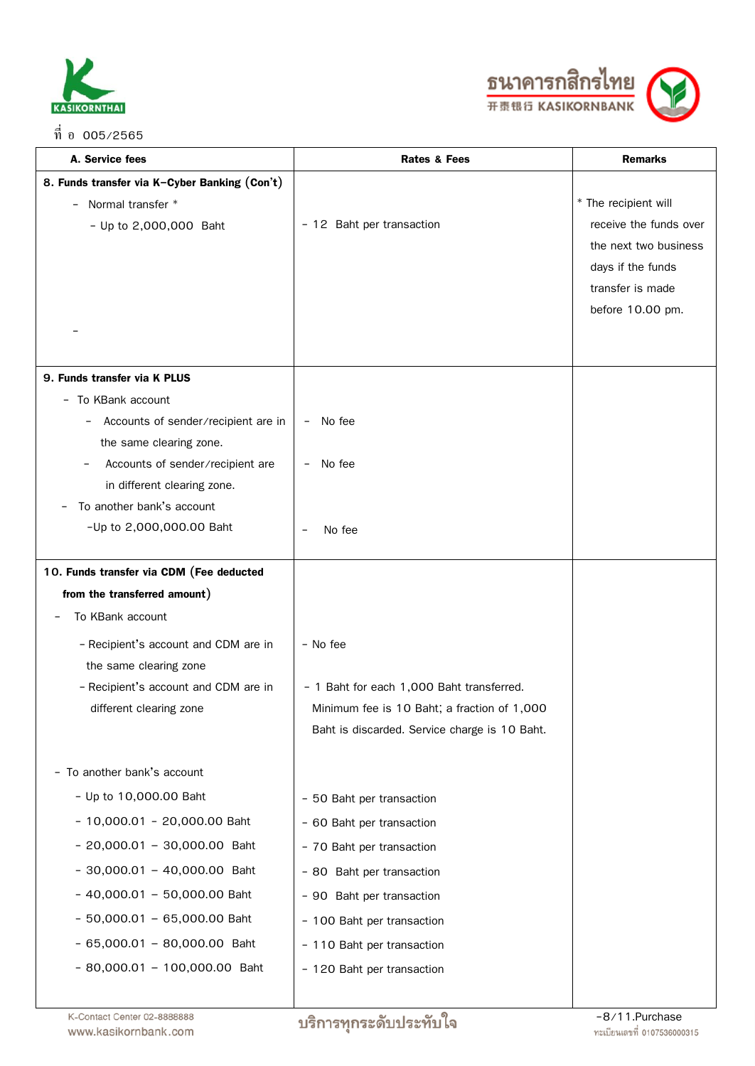ที่ อ 005/2565

| A. Service fees | Rates & Fees | Remarks |
|---|---|---|
| **8. Funds transfer via K-Cyber Banking (Con't)** | | |
| - Normal transfer * | | * The recipient will receive the funds over the next two business days if the funds transfer is made before 10.00 pm. |
| - Up to 2,000,000 Baht | - 12 Baht per transaction | |
| - | | |
| **9. Funds transfer via K PLUS** | | |
| - To KBank account | | |
| - Accounts of sender/recipient are in the same clearing zone. | - No fee | |
| - Accounts of sender/recipient are in different clearing zone. | - No fee | |
| - To another bank's account | | |
| -Up to 2,000,000.00 Baht | - No fee | |
| **10. Funds transfer via CDM (Fee deducted from the transferred amount)** | | |
| - To KBank account | | |
| - Recipient's account and CDM are in the same clearing zone | - No fee | |
| - Recipient's account and CDM are in different clearing zone | - 1 Baht for each 1,000 Baht transferred. Minimum fee is 10 Baht; a fraction of 1,000 Baht is discarded. Service charge is 10 Baht. | |
| - To another bank's account | | |
| - Up to 10,000.00 Baht | - 50 Baht per transaction | |
| - 10,000.01 - 20,000.00 Baht | - 60 Baht per transaction | |
| - 20,000.01 - 30,000.00 Baht | - 70 Baht per transaction | |
| - 30,000.01 - 40,000.00 Baht | - 80 Baht per transaction | |
| - 40,000.01 - 50,000.00 Baht | - 90 Baht per transaction | |
| - 50,000.01 - 65,000.00 Baht | - 100 Baht per transaction | |
| - 65,000.01 - 80,000.00 Baht | - 110 Baht per transaction | |
| - 80,000.01 - 100,000.00 Baht | - 120 Baht per transaction | |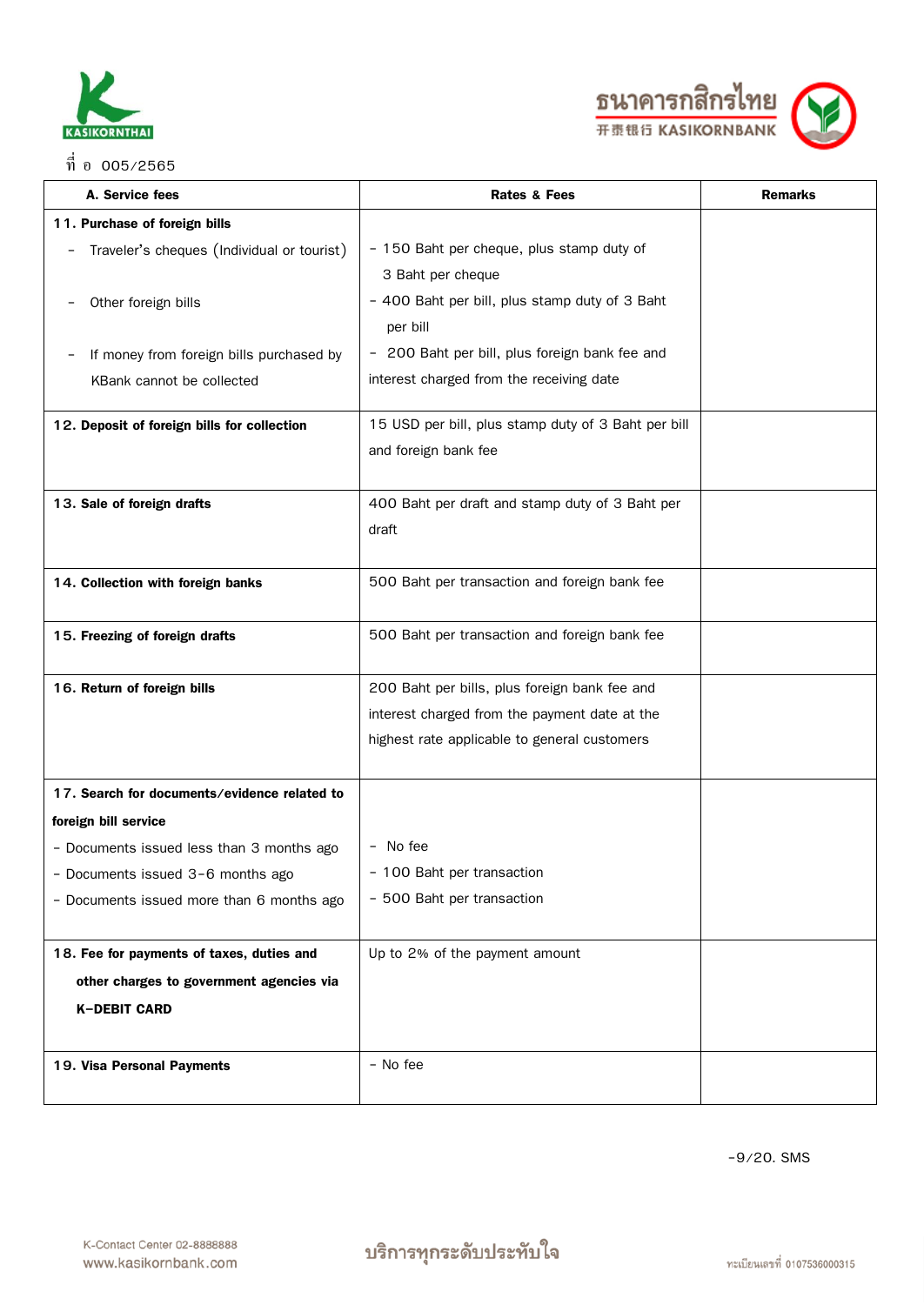ที่ อ 005/2565

| A. Service fees | Rates & Fees | Remarks |
|---|---|---|
| **11. Purchase of foreign bills**<br>– Traveler's cheques (Individual or tourist)<br>– Other foreign bills<br>– If money from foreign bills purchased by KBank cannot be collected | <br>- 150 Baht per cheque, plus stamp duty of 3 Baht per cheque<br>- 400 Baht per bill, plus stamp duty of 3 Baht per bill<br>– 200 Baht per bill, plus foreign bank fee and interest charged from the receiving date | |
| **12. Deposit of foreign bills for collection** | 15 USD per bill, plus stamp duty of 3 Baht per bill and foreign bank fee | |
| **13. Sale of foreign drafts** | 400 Baht per draft and stamp duty of 3 Baht per draft | |
| **14. Collection with foreign banks** | 500 Baht per transaction and foreign bank fee | |
| **15. Freezing of foreign drafts** | 500 Baht per transaction and foreign bank fee | |
| **16. Return of foreign bills** | 200 Baht per bills, plus foreign bank fee and interest charged from the payment date at the highest rate applicable to general customers | |
| **17. Search for documents/evidence related to foreign bill service**<br>- Documents issued less than 3 months ago<br>- Documents issued 3-6 months ago<br>- Documents issued more than 6 months ago | <br><br>– No fee<br>- 100 Baht per transaction<br>- 500 Baht per transaction | |
| **18. Fee for payments of taxes, duties and other charges to government agencies via K-DEBIT CARD** | Up to 2% of the payment amount | |
| **19. Visa Personal Payments** | - No fee | |

-9/20. SMS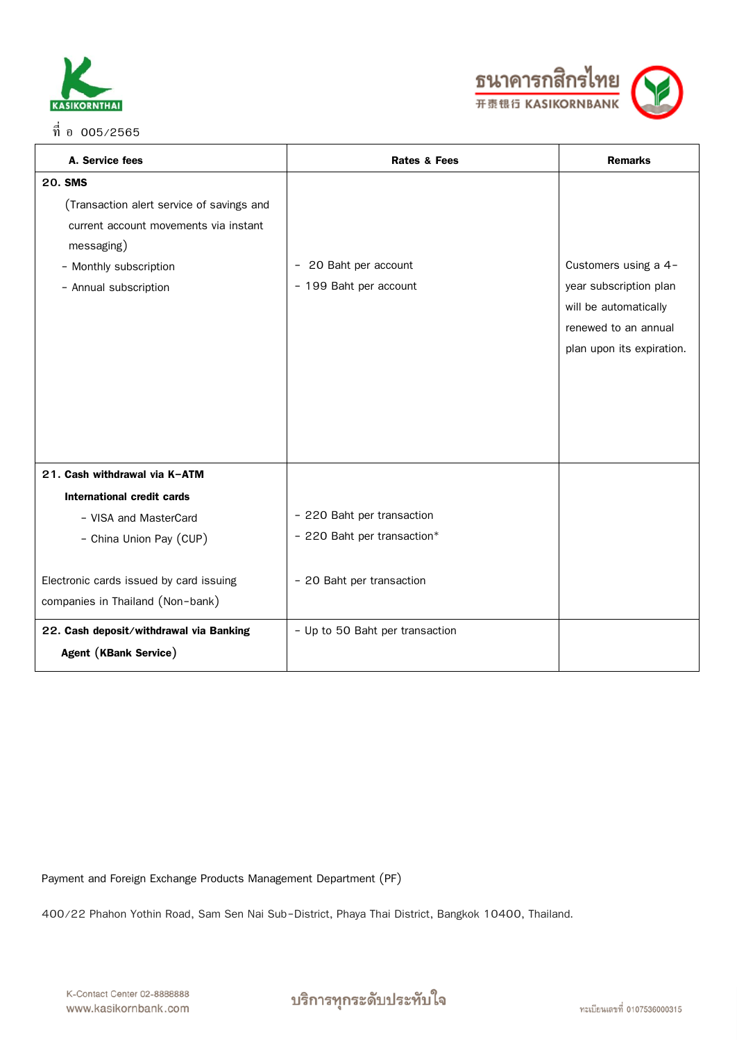ที่ อ 005/2565

| A. Service fees | Rates & Fees | Remarks |
|---|---|---|
| **20. SMS**<br>(Transaction alert service of savings and current account movements via instant messaging)<br>- Monthly subscription<br>- Annual subscription | - 20 Baht per account<br>- 199 Baht per account | Customers using a 4-year subscription plan will be automatically renewed to an annual plan upon its expiration. |
| **21. Cash withdrawal via K-ATM**<br>**International credit cards**<br>- VISA and MasterCard<br>- China Union Pay (CUP)<br><br>Electronic cards issued by card issuing companies in Thailand (Non-bank) | - 220 Baht per transaction<br>- 220 Baht per transaction*<br><br>- 20 Baht per transaction | |
| **22. Cash deposit/withdrawal via Banking Agent (KBank Service)** | - Up to 50 Baht per transaction | |

Payment and Foreign Exchange Products Management Department (PF)

400/22 Phahon Yothin Road, Sam Sen Nai Sub-District, Phaya Thai District, Bangkok 10400, Thailand.